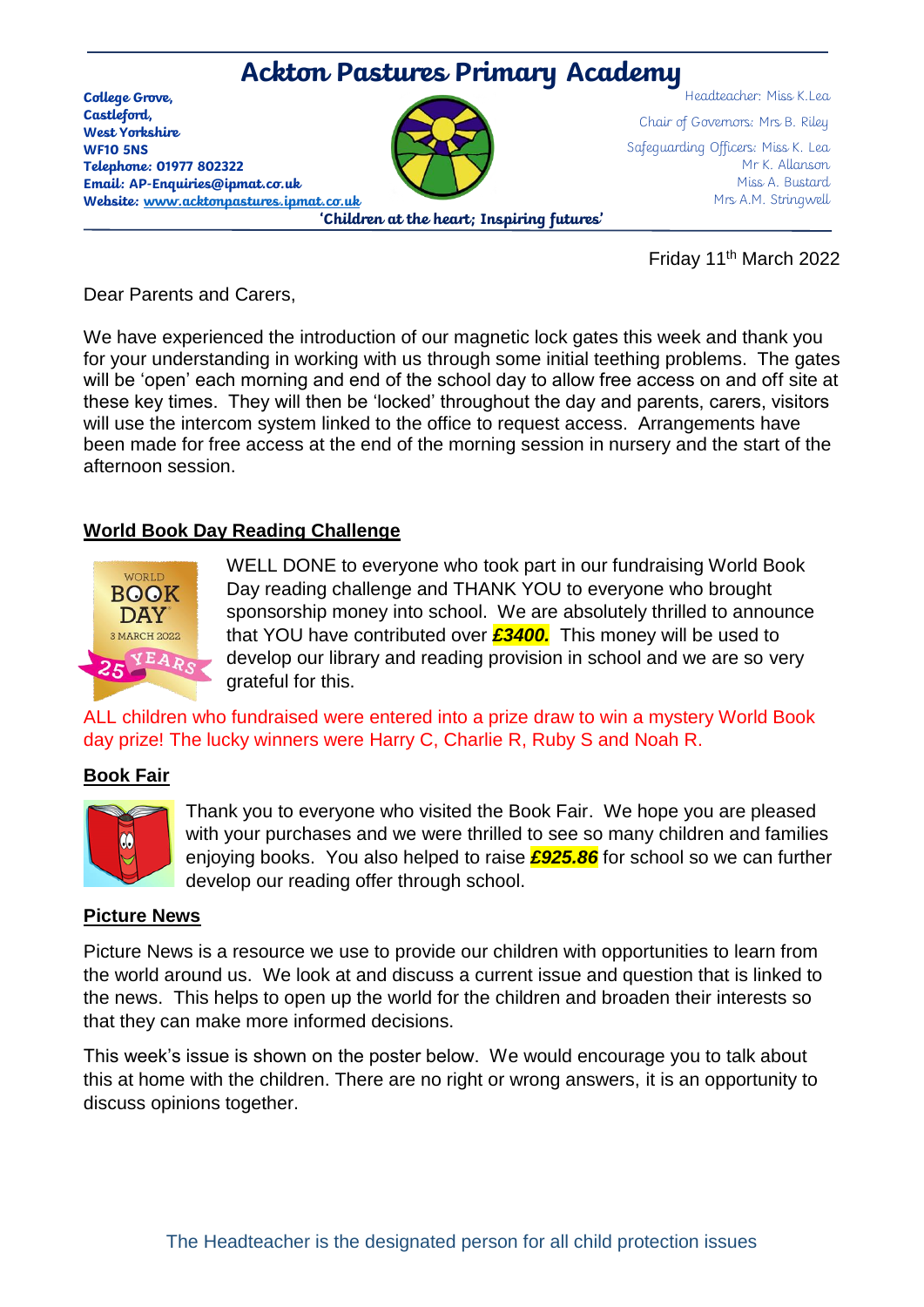# Ackton Pastures Primary Academy

**College Grove,**
**Castleford,**
**West Yorkshire**
**WF10 5NS**
**Telephone: 01977 802322**
**Email: AP-Enquiries@ipmat.co.uk**
**Website: www.acktonpastures.ipmat.co.uk**

Headteacher: Miss K.Lea

Chair of Governors: Mrs B. Riley

Safeguarding Officers: Miss K. Lea
Mr K. Allanson
Miss A. Bustard
Mrs A.M. Stringwell

**'Children at the heart; Inspiring futures'**

Friday 11th March 2022

Dear Parents and Carers,

We have experienced the introduction of our magnetic lock gates this week and thank you for your understanding in working with us through some initial teething problems. The gates will be 'open' each morning and end of the school day to allow free access on and off site at these key times. They will then be 'locked' throughout the day and parents, carers, visitors will use the intercom system linked to the office to request access. Arrangements have been made for free access at the end of the morning session in nursery and the start of the afternoon session.

## World Book Day Reading Challenge

WELL DONE to everyone who took part in our fundraising World Book Day reading challenge and THANK YOU to everyone who brought sponsorship money into school. We are absolutely thrilled to announce that YOU have contributed over ***£3400.*** This money will be used to develop our library and reading provision in school and we are so very grateful for this.

ALL children who fundraised were entered into a prize draw to win a mystery World Book day prize! The lucky winners were Harry C, Charlie R, Ruby S and Noah R.

## Book Fair

Thank you to everyone who visited the Book Fair. We hope you are pleased with your purchases and we were thrilled to see so many children and families enjoying books. You also helped to raise ***£925.86*** for school so we can further develop our reading offer through school.

## Picture News

Picture News is a resource we use to provide our children with opportunities to learn from the world around us. We look at and discuss a current issue and question that is linked to the news. This helps to open up the world for the children and broaden their interests so that they can make more informed decisions.

This week's issue is shown on the poster below. We would encourage you to talk about this at home with the children. There are no right or wrong answers, it is an opportunity to discuss opinions together.

The Headteacher is the designated person for all child protection issues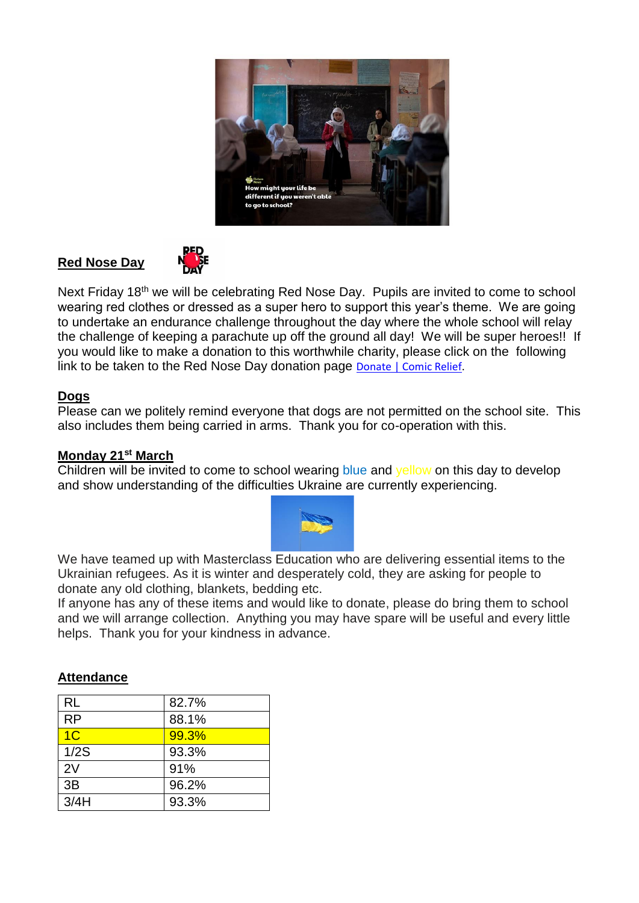**Red Nose Day**

Next Friday 18th we will be celebrating Red Nose Day. Pupils are invited to come to school wearing red clothes or dressed as a super hero to support this year's theme. We are going to undertake an endurance challenge throughout the day where the whole school will relay the challenge of keeping a parachute up off the ground all day! We will be super heroes!! If you would like to make a donation to this worthwhile charity, please click on the following link to be taken to the Red Nose Day donation page Donate | Comic Relief.

**Dogs**

Please can we politely remind everyone that dogs are not permitted on the school site. This also includes them being carried in arms. Thank you for co-operation with this.

**Monday 21st March**

Children will be invited to come to school wearing blue and yellow on this day to develop and show understanding of the difficulties Ukraine are currently experiencing.

We have teamed up with Masterclass Education who are delivering essential items to the Ukrainian refugees. As it is winter and desperately cold, they are asking for people to donate any old clothing, blankets, bedding etc.

If anyone has any of these items and would like to donate, please do bring them to school and we will arrange collection. Anything you may have spare will be useful and every little helps. Thank you for your kindness in advance.

**Attendance**

| Class | Attendance |
| --- | --- |
| RL | 82.7% |
| RP | 88.1% |
| 1C | 99.3% |
| 1/2S | 93.3% |
| 2V | 91% |
| 3B | 96.2% |
| 3/4H | 93.3% |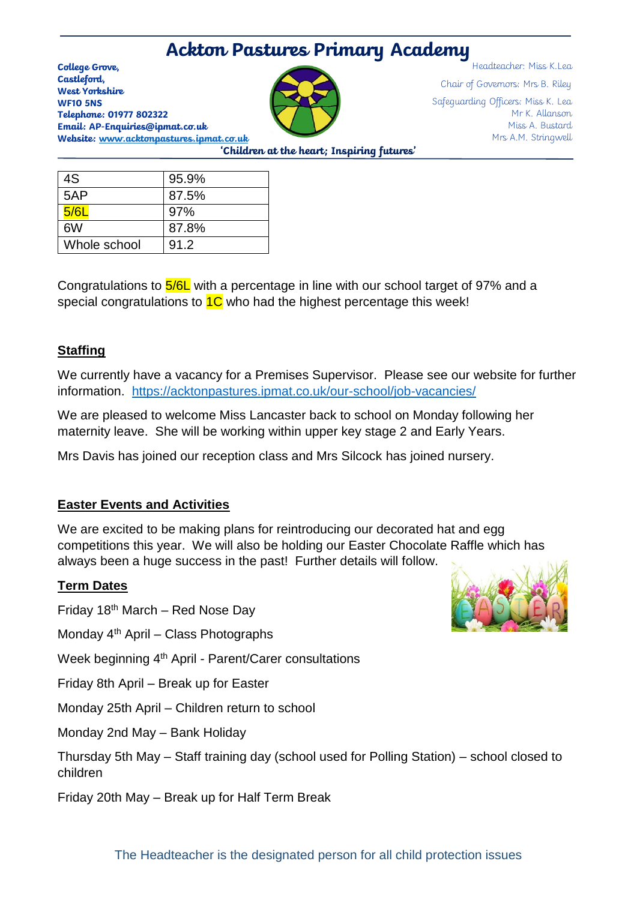# Ackton Pastures Primary Academy

**College Grove,**
**Castleford,**
**West Yorkshire**
**WF10 5NS**
**Telephone: 01977 802322**
**Email: AP-Enquiries@ipmat.co.uk**
**Website: www.acktonpastures.ipmat.co.uk**

Headteacher: Miss K.Lea

Chair of Governors: Mrs B. Riley

Safeguarding Officers: Miss K. Lea
Mr K. Allanson
Miss A. Bustard
Mrs A.M. Stringwell

**'Children at the heart; Inspiring futures'**

| 4S | 95.9% |
|---|---|
| 5AP | 87.5% |
| 5/6L | 97% |
| 6W | 87.8% |
| Whole school | 91.2 |

Congratulations to 5/6L with a percentage in line with our school target of 97% and a special congratulations to 1C who had the highest percentage this week!

## Staffing

We currently have a vacancy for a Premises Supervisor. Please see our website for further information. https://acktonpastures.ipmat.co.uk/our-school/job-vacancies/

We are pleased to welcome Miss Lancaster back to school on Monday following her maternity leave. She will be working within upper key stage 2 and Early Years.

Mrs Davis has joined our reception class and Mrs Silcock has joined nursery.

## Easter Events and Activities

We are excited to be making plans for reintroducing our decorated hat and egg competitions this year. We will also be holding our Easter Chocolate Raffle which has always been a huge success in the past! Further details will follow.

## Term Dates

Friday 18th March – Red Nose Day

Monday 4th April – Class Photographs

Week beginning 4th April - Parent/Carer consultations

Friday 8th April – Break up for Easter

Monday 25th April – Children return to school

Monday 2nd May – Bank Holiday

Thursday 5th May – Staff training day (school used for Polling Station) – school closed to children

Friday 20th May – Break up for Half Term Break

The Headteacher is the designated person for all child protection issues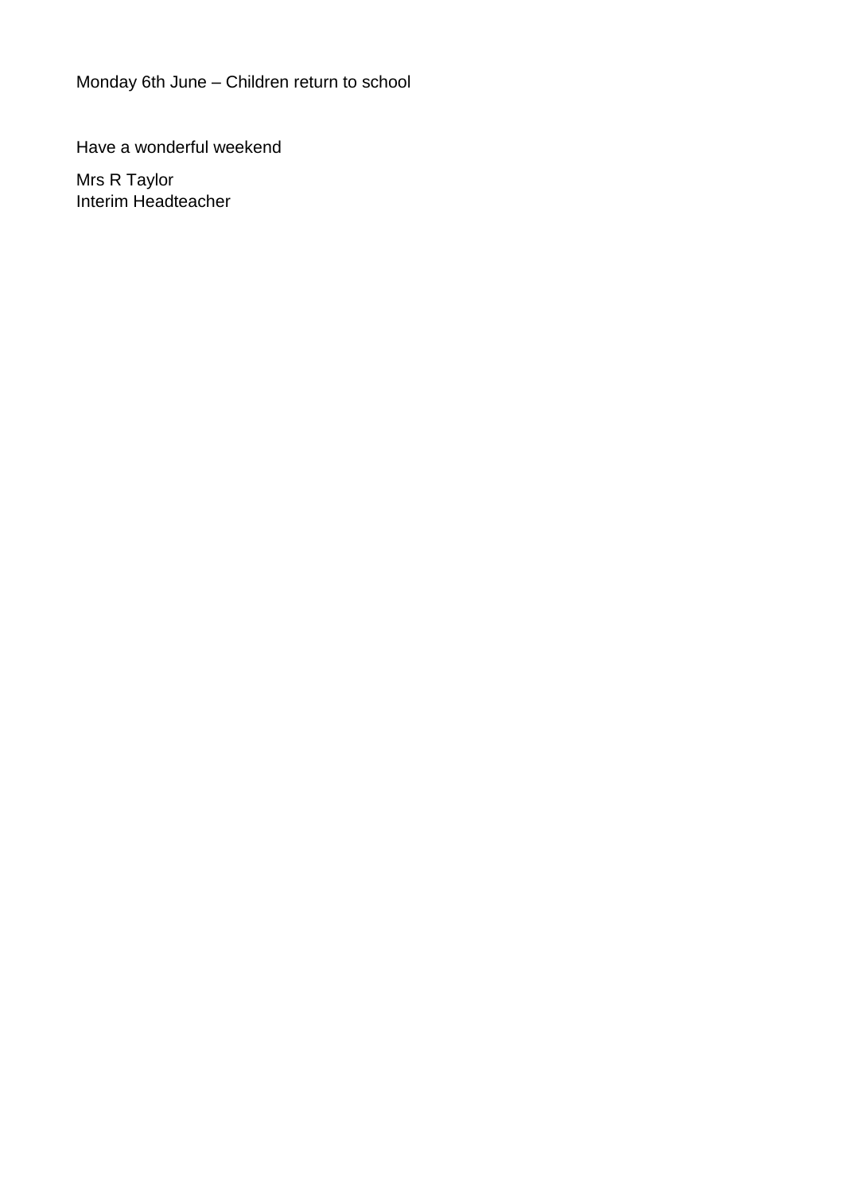Monday 6th June – Children return to school

Have a wonderful weekend

Mrs R Taylor
Interim Headteacher